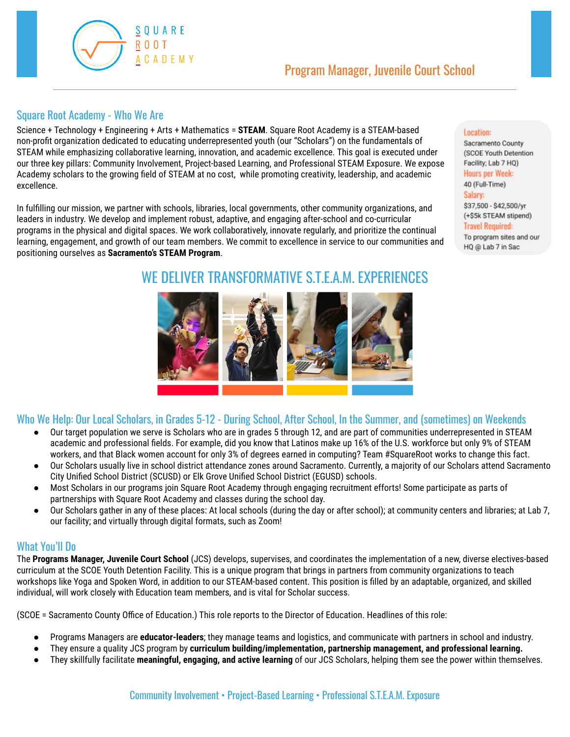SQUARE ROOT ACADEMY

# Program Manager, Juvenile Court School

## Square Root Academy - Who We Are

Science + Technology + Engineering + Arts + Mathematics = **STEAM**. Square Root Academy is a STEAM-based non-profit organization dedicated to educating underrepresented youth (our "Scholars") on the fundamentals of STEAM while emphasizing collaborative learning, innovation, and academic excellence. This goal is executed under our three key pillars: Community Involvement, Project-based Learning, and Professional STEAM Exposure. We expose Academy scholars to the growing field of STEAM at no cost, while promoting creativity, leadership, and academic excellence.

In fulfilling our mission, we partner with schools, libraries, local governments, other community organizations, and leaders in industry. We develop and implement robust, adaptive, and engaging after-school and co-curricular programs in the physical and digital spaces. We work collaboratively, innovate regularly, and prioritize the continual learning, engagement, and growth of our team members. We commit to excellence in service to our communities and positioning ourselves as **Sacramento's STEAM Program**.

**Location:**
Sacramento County (SCOE Youth Detention Facility; Lab 7 HQ)

**Hours per Week:**
40 (Full-Time)

**Salary:**
$37,500 - $42,500/yr (+$5k STEAM stipend)

**Travel Required:**
To program sites and our HQ @ Lab 7 in Sac

## WE DELIVER TRANSFORMATIVE S.T.E.A.M. EXPERIENCES

## Who We Help: Our Local Scholars, in Grades 5-12 - During School, After School, In the Summer, and (sometimes) on Weekends

- Our target population we serve is Scholars who are in grades 5 through 12, and are part of communities underrepresented in STEAM academic and professional fields. For example, did you know that Latinos make up 16% of the U.S. workforce but only 9% of STEAM workers, and that Black women account for only 3% of degrees earned in computing? Team #SquareRoot works to change this fact.
- Our Scholars usually live in school district attendance zones around Sacramento. Currently, a majority of our Scholars attend Sacramento City Unified School District (SCUSD) or Elk Grove Unified School District (EGUSD) schools.
- Most Scholars in our programs join Square Root Academy through engaging recruitment efforts! Some participate as parts of partnerships with Square Root Academy and classes during the school day.
- Our Scholars gather in any of these places: At local schools (during the day or after school); at community centers and libraries; at Lab 7, our facility; and virtually through digital formats, such as Zoom!

## What You'll Do

The **Programs Manager, Juvenile Court School** (JCS) develops, supervises, and coordinates the implementation of a new, diverse electives-based curriculum at the SCOE Youth Detention Facility. This is a unique program that brings in partners from community organizations to teach workshops like Yoga and Spoken Word, in addition to our STEAM-based content. This position is filled by an adaptable, organized, and skilled individual, will work closely with Education team members, and is vital for Scholar success.

(SCOE = Sacramento County Office of Education.) This role reports to the Director of Education. Headlines of this role:

- Programs Managers are **educator-leaders**; they manage teams and logistics, and communicate with partners in school and industry.
- They ensure a quality JCS program by **curriculum building/implementation, partnership management, and professional learning.**
- They skillfully facilitate **meaningful, engaging, and active learning** of our JCS Scholars, helping them see the power within themselves.

Community Involvement • Project-Based Learning • Professional S.T.E.A.M. Exposure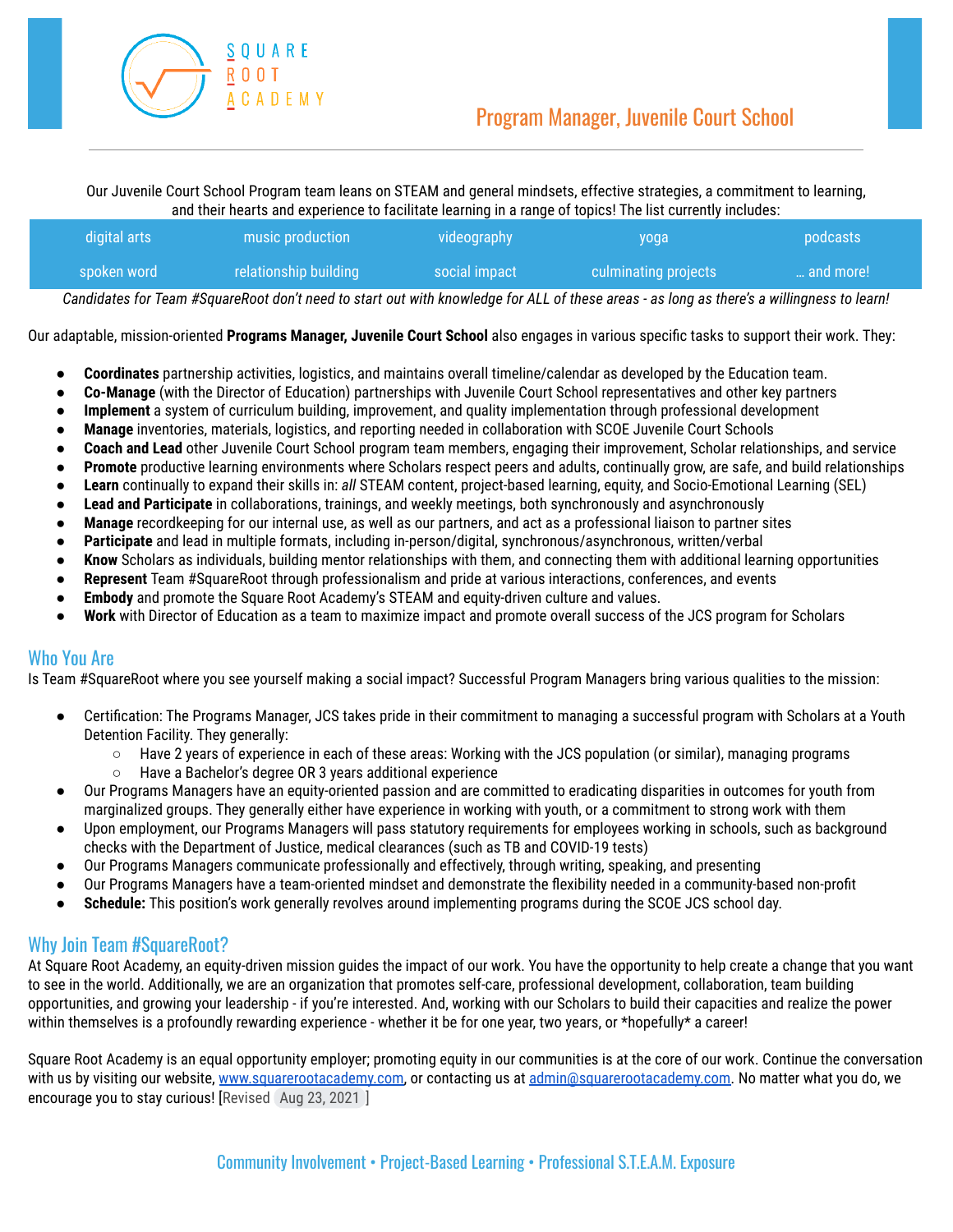# Program Manager, Juvenile Court School

Our Juvenile Court School Program team leans on STEAM and general mindsets, effective strategies, a commitment to learning, and their hearts and experience to facilitate learning in a range of topics! The list currently includes:

| digital arts | music production | videography | yoga | podcasts |
|---|---|---|---|---|
| spoken word | relationship building | social impact | culminating projects | … and more! |

*Candidates for Team #SquareRoot don't need to start out with knowledge for ALL of these areas - as long as there's a willingness to learn!*

Our adaptable, mission-oriented **Programs Manager, Juvenile Court School** also engages in various specific tasks to support their work. They:

- **Coordinates** partnership activities, logistics, and maintains overall timeline/calendar as developed by the Education team.
- **Co-Manage** (with the Director of Education) partnerships with Juvenile Court School representatives and other key partners
- **Implement** a system of curriculum building, improvement, and quality implementation through professional development
- **Manage** inventories, materials, logistics, and reporting needed in collaboration with SCOE Juvenile Court Schools
- **Coach and Lead** other Juvenile Court School program team members, engaging their improvement, Scholar relationships, and service
- **Promote** productive learning environments where Scholars respect peers and adults, continually grow, are safe, and build relationships
- **Learn** continually to expand their skills in: *all* STEAM content, project-based learning, equity, and Socio-Emotional Learning (SEL)
- **Lead and Participate** in collaborations, trainings, and weekly meetings, both synchronously and asynchronously
- **Manage** recordkeeping for our internal use, as well as our partners, and act as a professional liaison to partner sites
- **Participate** and lead in multiple formats, including in-person/digital, synchronous/asynchronous, written/verbal
- **Know** Scholars as individuals, building mentor relationships with them, and connecting them with additional learning opportunities
- **Represent** Team #SquareRoot through professionalism and pride at various interactions, conferences, and events
- **Embody** and promote the Square Root Academy's STEAM and equity-driven culture and values.
- **Work** with Director of Education as a team to maximize impact and promote overall success of the JCS program for Scholars

## Who You Are

Is Team #SquareRoot where you see yourself making a social impact? Successful Program Managers bring various qualities to the mission:

- Certification: The Programs Manager, JCS takes pride in their commitment to managing a successful program with Scholars at a Youth Detention Facility. They generally:
  - Have 2 years of experience in each of these areas: Working with the JCS population (or similar), managing programs
  - Have a Bachelor's degree OR 3 years additional experience
- Our Programs Managers have an equity-oriented passion and are committed to eradicating disparities in outcomes for youth from marginalized groups. They generally either have experience in working with youth, or a commitment to strong work with them
- Upon employment, our Programs Managers will pass statutory requirements for employees working in schools, such as background checks with the Department of Justice, medical clearances (such as TB and COVID-19 tests)
- Our Programs Managers communicate professionally and effectively, through writing, speaking, and presenting
- Our Programs Managers have a team-oriented mindset and demonstrate the flexibility needed in a community-based non-profit
- **Schedule:** This position's work generally revolves around implementing programs during the SCOE JCS school day.

## Why Join Team #SquareRoot?

At Square Root Academy, an equity-driven mission guides the impact of our work. You have the opportunity to help create a change that you want to see in the world. Additionally, we are an organization that promotes self-care, professional development, collaboration, team building opportunities, and growing your leadership - if you're interested. And, working with our Scholars to build their capacities and realize the power within themselves is a profoundly rewarding experience - whether it be for one year, two years, or *hopefully* a career!

Square Root Academy is an equal opportunity employer; promoting equity in our communities is at the core of our work. Continue the conversation with us by visiting our website, www.squarerootacademy.com, or contacting us at admin@squarerootacademy.com. No matter what you do, we encourage you to stay curious! [Revised Aug 23, 2021 ]

Community Involvement • Project-Based Learning • Professional S.T.E.A.M. Exposure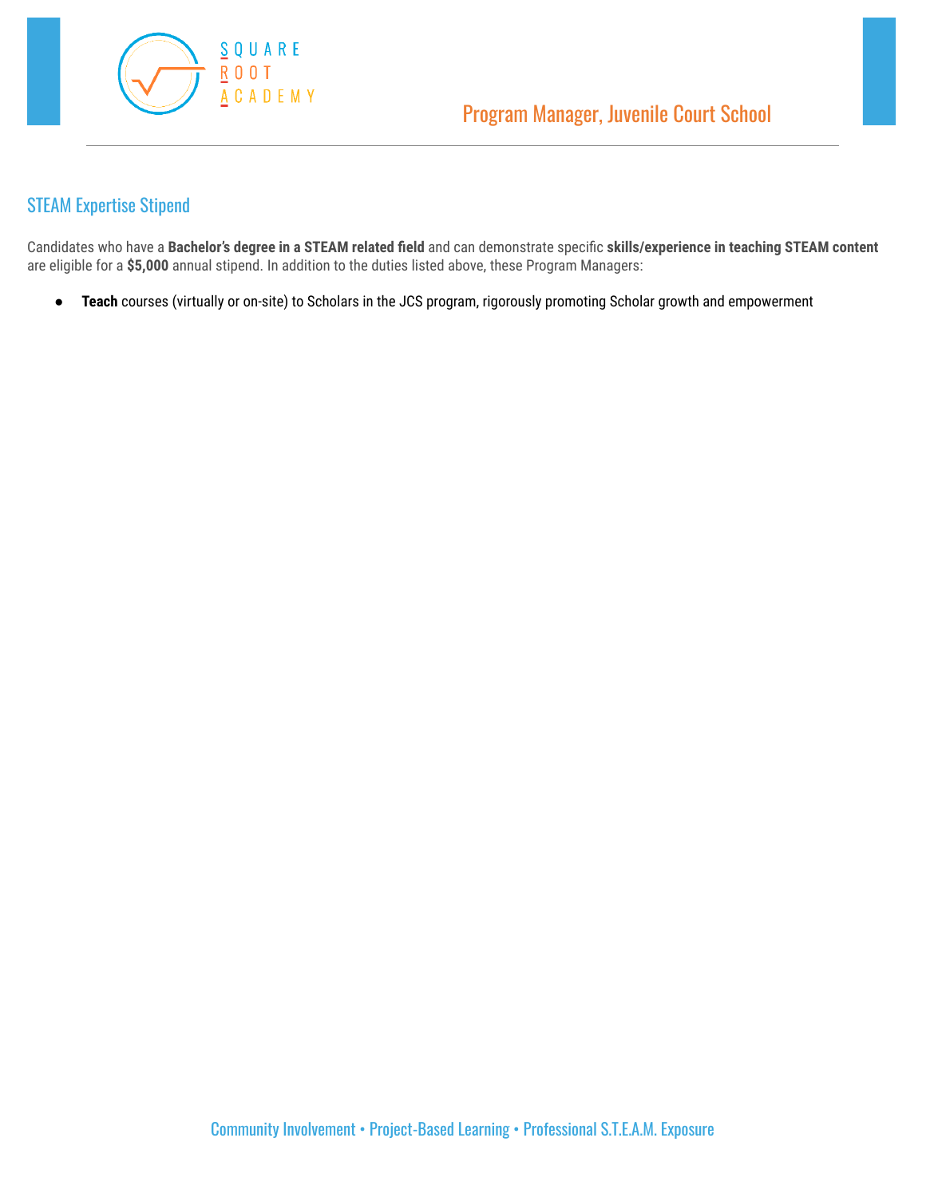## STEAM Expertise Stipend

Candidates who have a **Bachelor's degree in a STEAM related field** and can demonstrate specific **skills/experience in teaching STEAM content** are eligible for a **$5,000** annual stipend. In addition to the duties listed above, these Program Managers:

- **Teach** courses (virtually or on-site) to Scholars in the JCS program, rigorously promoting Scholar growth and empowerment